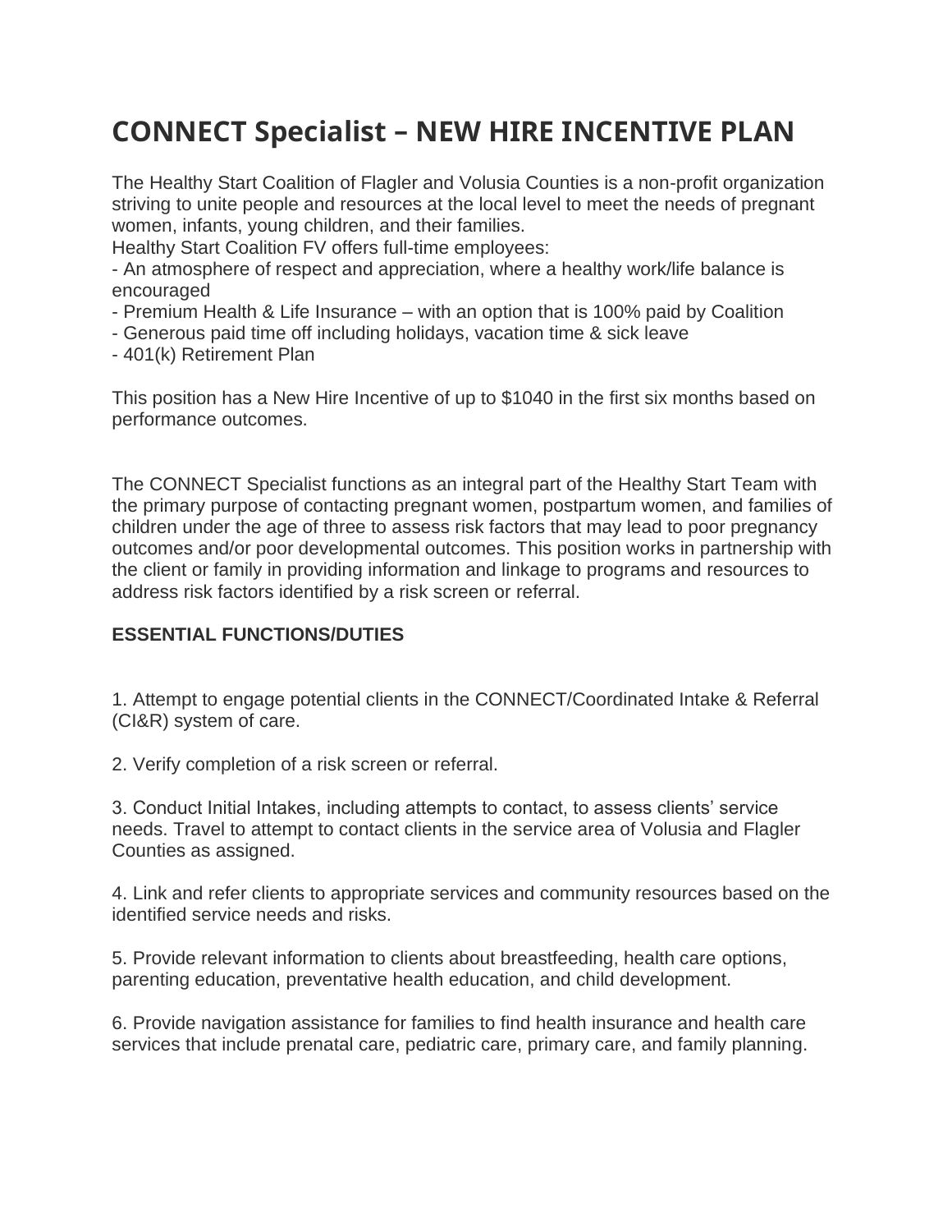# CONNECT Specialist – NEW HIRE INCENTIVE PLAN

The Healthy Start Coalition of Flagler and Volusia Counties is a non-profit organization striving to unite people and resources at the local level to meet the needs of pregnant women, infants, young children, and their families.
Healthy Start Coalition FV offers full-time employees:
- An atmosphere of respect and appreciation, where a healthy work/life balance is encouraged
- Premium Health & Life Insurance – with an option that is 100% paid by Coalition
- Generous paid time off including holidays, vacation time & sick leave
- 401(k) Retirement Plan

This position has a New Hire Incentive of up to $1040 in the first six months based on performance outcomes.

The CONNECT Specialist functions as an integral part of the Healthy Start Team with the primary purpose of contacting pregnant women, postpartum women, and families of children under the age of three to assess risk factors that may lead to poor pregnancy outcomes and/or poor developmental outcomes. This position works in partnership with the client or family in providing information and linkage to programs and resources to address risk factors identified by a risk screen or referral.

**ESSENTIAL FUNCTIONS/DUTIES**

1. Attempt to engage potential clients in the CONNECT/Coordinated Intake & Referral (CI&R) system of care.

2. Verify completion of a risk screen or referral.

3. Conduct Initial Intakes, including attempts to contact, to assess clients' service needs. Travel to attempt to contact clients in the service area of Volusia and Flagler Counties as assigned.

4. Link and refer clients to appropriate services and community resources based on the identified service needs and risks.

5. Provide relevant information to clients about breastfeeding, health care options, parenting education, preventative health education, and child development.

6. Provide navigation assistance for families to find health insurance and health care services that include prenatal care, pediatric care, primary care, and family planning.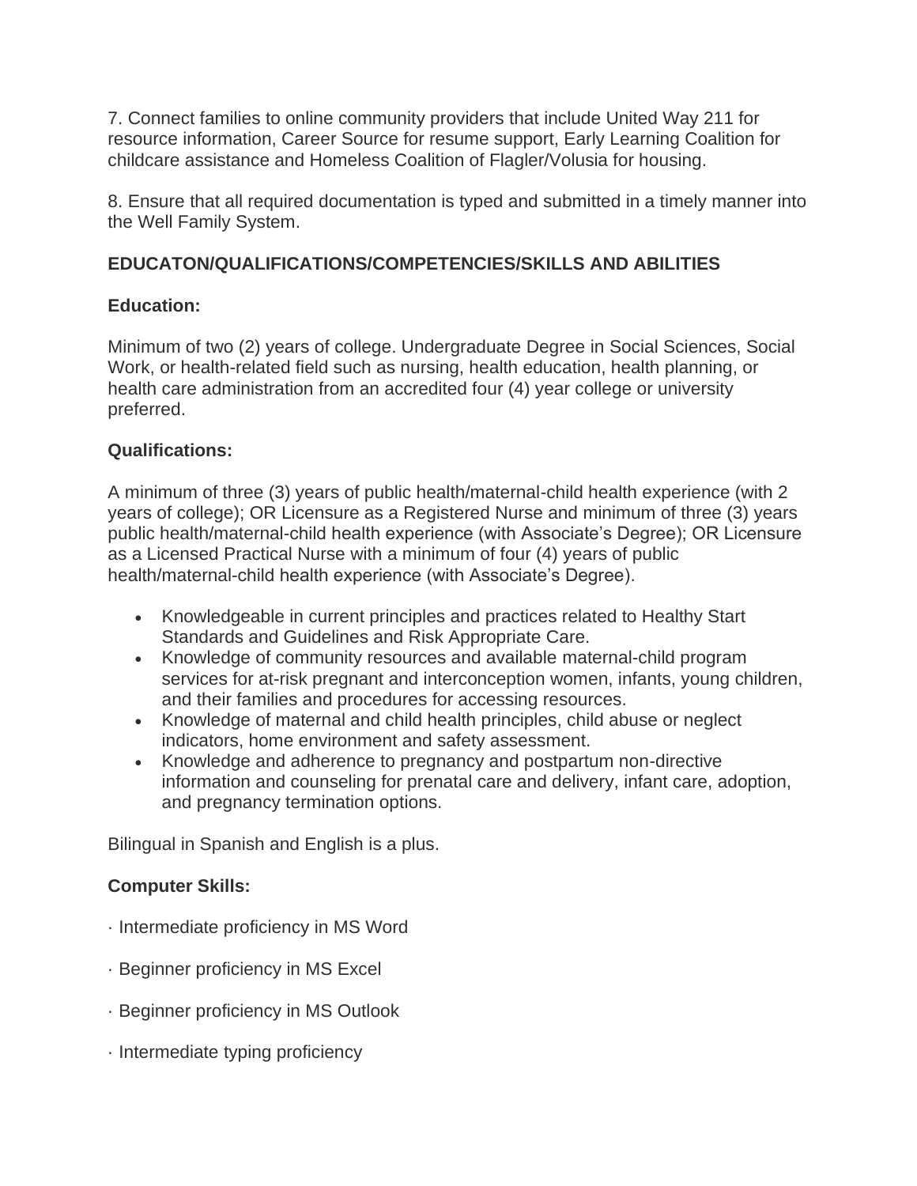7. Connect families to online community providers that include United Way 211 for resource information, Career Source for resume support, Early Learning Coalition for childcare assistance and Homeless Coalition of Flagler/Volusia for housing.

8. Ensure that all required documentation is typed and submitted in a timely manner into the Well Family System.

**EDUCATON/QUALIFICATIONS/COMPETENCIES/SKILLS AND ABILITIES**

**Education:**

Minimum of two (2) years of college. Undergraduate Degree in Social Sciences, Social Work, or health-related field such as nursing, health education, health planning, or health care administration from an accredited four (4) year college or university preferred.

**Qualifications:**

A minimum of three (3) years of public health/maternal-child health experience (with 2 years of college); OR Licensure as a Registered Nurse and minimum of three (3) years public health/maternal-child health experience (with Associate's Degree); OR Licensure as a Licensed Practical Nurse with a minimum of four (4) years of public health/maternal-child health experience (with Associate's Degree).

- Knowledgeable in current principles and practices related to Healthy Start Standards and Guidelines and Risk Appropriate Care.
- Knowledge of community resources and available maternal-child program services for at-risk pregnant and interconception women, infants, young children, and their families and procedures for accessing resources.
- Knowledge of maternal and child health principles, child abuse or neglect indicators, home environment and safety assessment.
- Knowledge and adherence to pregnancy and postpartum non-directive information and counseling for prenatal care and delivery, infant care, adoption, and pregnancy termination options.

Bilingual in Spanish and English is a plus.

**Computer Skills:**

· Intermediate proficiency in MS Word

· Beginner proficiency in MS Excel

· Beginner proficiency in MS Outlook

· Intermediate typing proficiency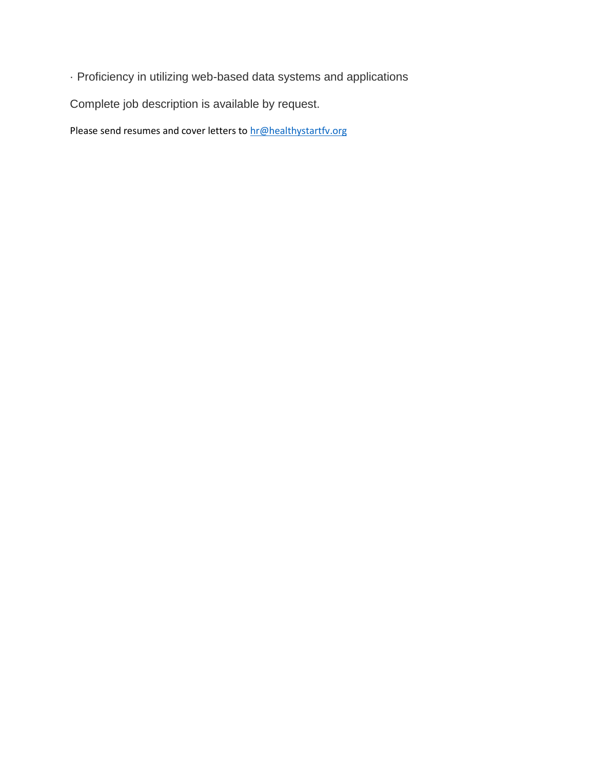- Proficiency in utilizing web-based data systems and applications

Complete job description is available by request.

Please send resumes and cover letters to [hr@healthystartfv.org](mailto:hr@healthystartfv.org)